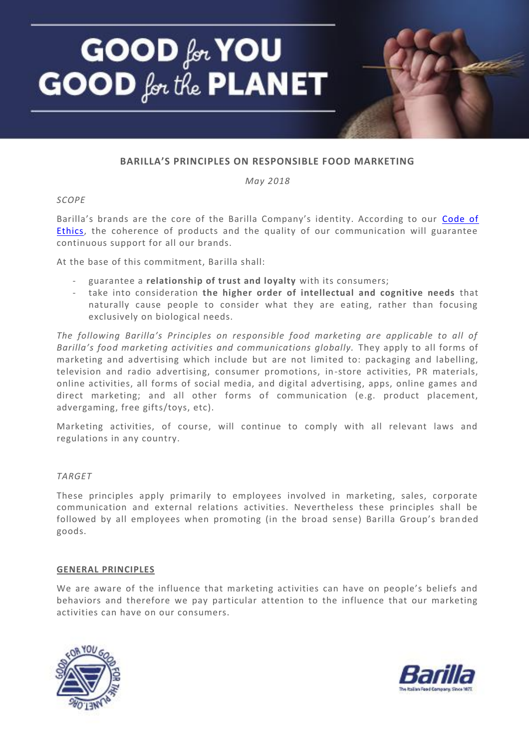# GOOD for YOU GOOD for the PLANET

## BARILLA'S PRINCIPLES ON RESPONSIBLE FOOD MARKETING

*May 2018*

*SCOPE*

Barilla's brands are the core of the Barilla Company's identity. According to our Code of Ethics, the coherence of products and the quality of our communication will guarantee continuous support for all our brands.

At the base of this commitment, Barilla shall:

- guarantee a **relationship of trust and loyalty** with its consumers;
- take into consideration **the higher order of intellectual and cognitive needs** that naturally cause people to consider what they are eating, rather than focusing exclusively on biological needs.

*The following Barilla's Principles on responsible food marketing are applicable to all of Barilla's food marketing activities and communications globally.* They apply to all forms of marketing and advertising which include but are not limited to: packaging and labelling, television and radio advertising, consumer promotions, in-store activities, PR materials, online activities, all forms of social media, and digital advertising, apps, online games and direct marketing; and all other forms of communication (e.g. product placement, advergaming, free gifts/toys, etc).

Marketing activities, of course, will continue to comply with all relevant laws and regulations in any country.

*TARGET*

These principles apply primarily to employees involved in marketing, sales, corporate communication and external relations activities. Nevertheless these principles shall be followed by all employees when promoting (in the broad sense) Barilla Group's branded goods.

## GENERAL PRINCIPLES

We are aware of the influence that marketing activities can have on people's beliefs and behaviors and therefore we pay particular attention to the influence that our marketing activities can have on our consumers.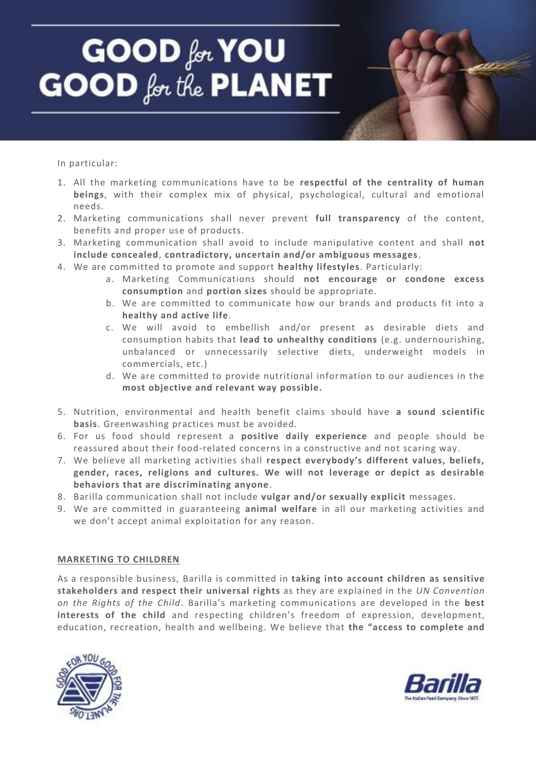In particular:

1. All the marketing communications have to be **respectful of the centrality of human beings**, with their complex mix of physical, psychological, cultural and emotional needs.
2. Marketing communications shall never prevent **full transparency** of the content, benefits and proper use of products.
3. Marketing communication shall avoid to include manipulative content and shall **not include concealed**, **contradictory, uncertain and/or ambiguous messages**.
4. We are committed to promote and support **healthy lifestyles**. Particularly:
    a. Marketing Communications should **not encourage or condone excess consumption** and **portion sizes** should be appropriate.
    b. We are committed to communicate how our brands and products fit into a **healthy and active life**.
    c. We will avoid to embellish and/or present as desirable diets and consumption habits that **lead to unhealthy conditions** (e.g. undernourishing, unbalanced or unnecessarily selective diets, underweight models in commercials, etc.)
    d. We are committed to provide nutritional information to our audiences in the **most objective and relevant way possible.**
5. Nutrition, environmental and health benefit claims should have **a sound scientific basis**. Greenwashing practices must be avoided.
6. For us food should represent a **positive daily experience** and people should be reassured about their food-related concerns in a constructive and not scaring way.
7. We believe all marketing activities shall **respect everybody's different values, beliefs, gender, races, religions and cultures. We will not leverage or depict as desirable behaviors that are discriminating anyone**.
8. Barilla communication shall not include **vulgar and/or sexually explicit** messages.
9. We are committed in guaranteeing **animal welfare** in all our marketing activities and we don't accept animal exploitation for any reason.

## MARKETING TO CHILDREN

As a responsible business, Barilla is committed in **taking into account children as sensitive stakeholders and respect their universal rights** as they are explained in the *UN Convention on the Rights of the Child*. Barilla's marketing communications are developed in the **best interests of the child** and respecting children's freedom of expression, development, education, recreation, health and wellbeing. We believe that **the "access to complete and**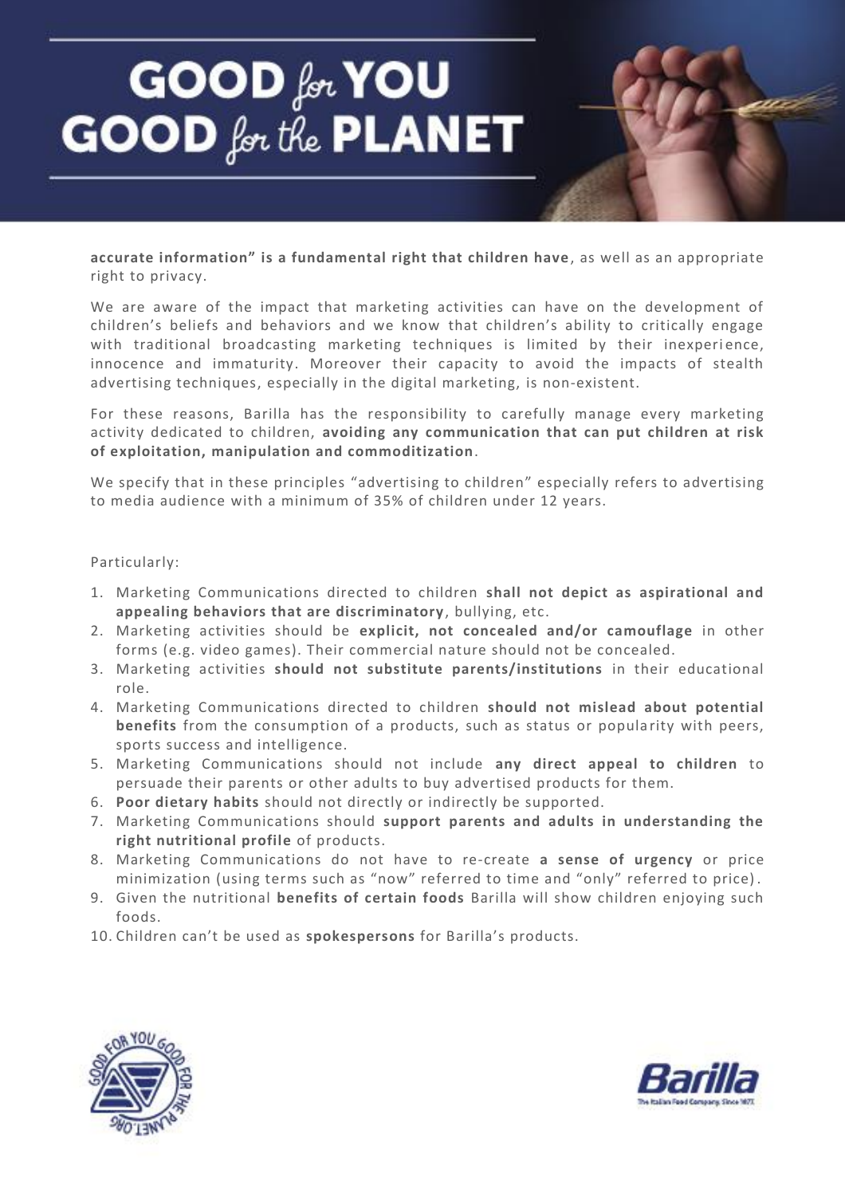**accurate information" is a fundamental right that children have**, as well as an appropriate right to privacy.

We are aware of the impact that marketing activities can have on the development of children's beliefs and behaviors and we know that children's ability to critically engage with traditional broadcasting marketing techniques is limited by their inexperience, innocence and immaturity. Moreover their capacity to avoid the impacts of stealth advertising techniques, especially in the digital marketing, is non-existent.

For these reasons, Barilla has the responsibility to carefully manage every marketing activity dedicated to children, **avoiding any communication that can put children at risk of exploitation, manipulation and commoditization**.

We specify that in these principles "advertising to children" especially refers to advertising to media audience with a minimum of 35% of children under 12 years.

Particularly:

1. Marketing Communications directed to children **shall not depict as aspirational and appealing behaviors that are discriminatory**, bullying, etc.
2. Marketing activities should be **explicit, not concealed and/or camouflage** in other forms (e.g. video games). Their commercial nature should not be concealed.
3. Marketing activities **should not substitute parents/institutions** in their educational role.
4. Marketing Communications directed to children **should not mislead about potential benefits** from the consumption of a products, such as status or popularity with peers, sports success and intelligence.
5. Marketing Communications should not include **any direct appeal to children** to persuade their parents or other adults to buy advertised products for them.
6. **Poor dietary habits** should not directly or indirectly be supported.
7. Marketing Communications should **support parents and adults in understanding the right nutritional profile** of products.
8. Marketing Communications do not have to re-create **a sense of urgency** or price minimization (using terms such as "now" referred to time and "only" referred to price).
9. Given the nutritional **benefits of certain foods** Barilla will show children enjoying such foods.
10. Children can't be used as **spokespersons** for Barilla's products.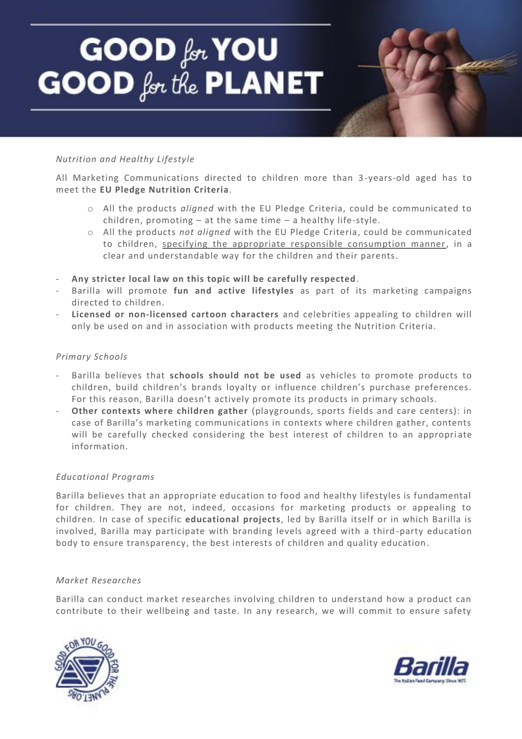*Nutrition and Healthy Lifestyle*

All Marketing Communications directed to children more than 3-years-old aged has to meet the **EU Pledge Nutrition Criteria**.

- All the products *aligned* with the EU Pledge Criteria, could be communicated to children, promoting – at the same time – a healthy life-style.
- All the products *not aligned* with the EU Pledge Criteria, could be communicated to children, specifying the appropriate responsible consumption manner, in a clear and understandable way for the children and their parents.

- **Any stricter local law on this topic will be carefully respected**.
- Barilla will promote **fun and active lifestyles** as part of its marketing campaigns directed to children.
- **Licensed or non-licensed cartoon characters** and celebrities appealing to children will only be used on and in association with products meeting the Nutrition Criteria.

*Primary Schools*

- Barilla believes that **schools should not be used** as vehicles to promote products to children, build children's brands loyalty or influence children's purchase preferences. For this reason, Barilla doesn't actively promote its products in primary schools.
- **Other contexts where children gather** (playgrounds, sports fields and care centers): in case of Barilla's marketing communications in contexts where children gather, contents will be carefully checked considering the best interest of children to an appropriate information.

*Educational Programs*

Barilla believes that an appropriate education to food and healthy lifestyles is fundamental for children. They are not, indeed, occasions for marketing products or appealing to children. In case of specific **educational projects**, led by Barilla itself or in which Barilla is involved, Barilla may participate with branding levels agreed with a third-party education body to ensure transparency, the best interests of children and quality education.

*Market Researches*

Barilla can conduct market researches involving children to understand how a product can contribute to their wellbeing and taste. In any research, we will commit to ensure safety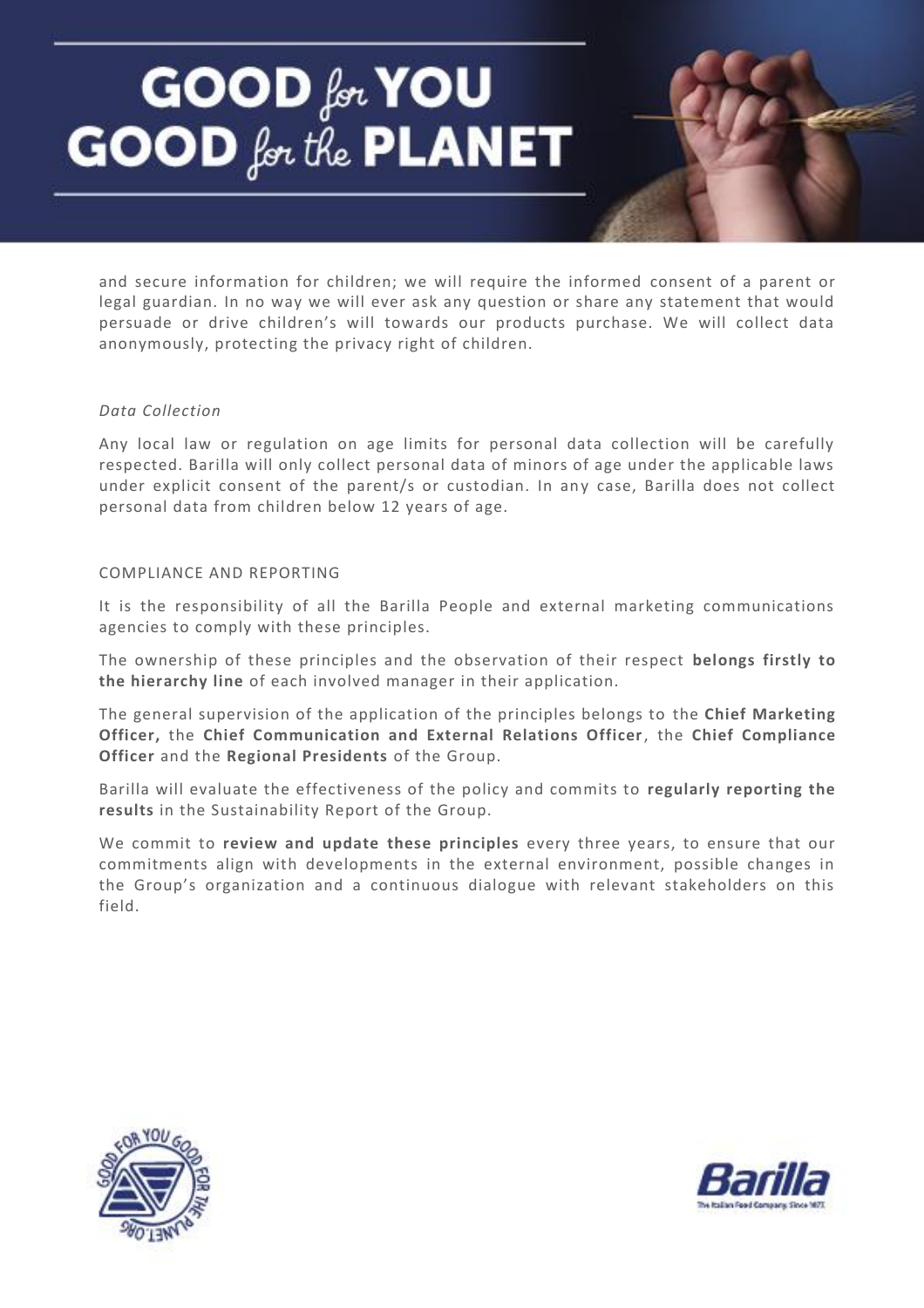and secure information for children; we will require the informed consent of a parent or legal guardian. In no way we will ever ask any question or share any statement that would persuade or drive children's will towards our products purchase. We will collect data anonymously, protecting the privacy right of children.

*Data Collection*

Any local law or regulation on age limits for personal data collection will be carefully respected. Barilla will only collect personal data of minors of age under the applicable laws under explicit consent of the parent/s or custodian. In any case, Barilla does not collect personal data from children below 12 years of age.

## COMPLIANCE AND REPORTING

It is the responsibility of all the Barilla People and external marketing communications agencies to comply with these principles.

The ownership of these principles and the observation of their respect **belongs firstly to the hierarchy line** of each involved manager in their application.

The general supervision of the application of the principles belongs to the **Chief Marketing Officer,** the **Chief Communication and External Relations Officer**, the **Chief Compliance Officer** and the **Regional Presidents** of the Group.

Barilla will evaluate the effectiveness of the policy and commits to **regularly reporting the results** in the Sustainability Report of the Group.

We commit to **review and update these principles** every three years, to ensure that our commitments align with developments in the external environment, possible changes in the Group's organization and a continuous dialogue with relevant stakeholders on this field.